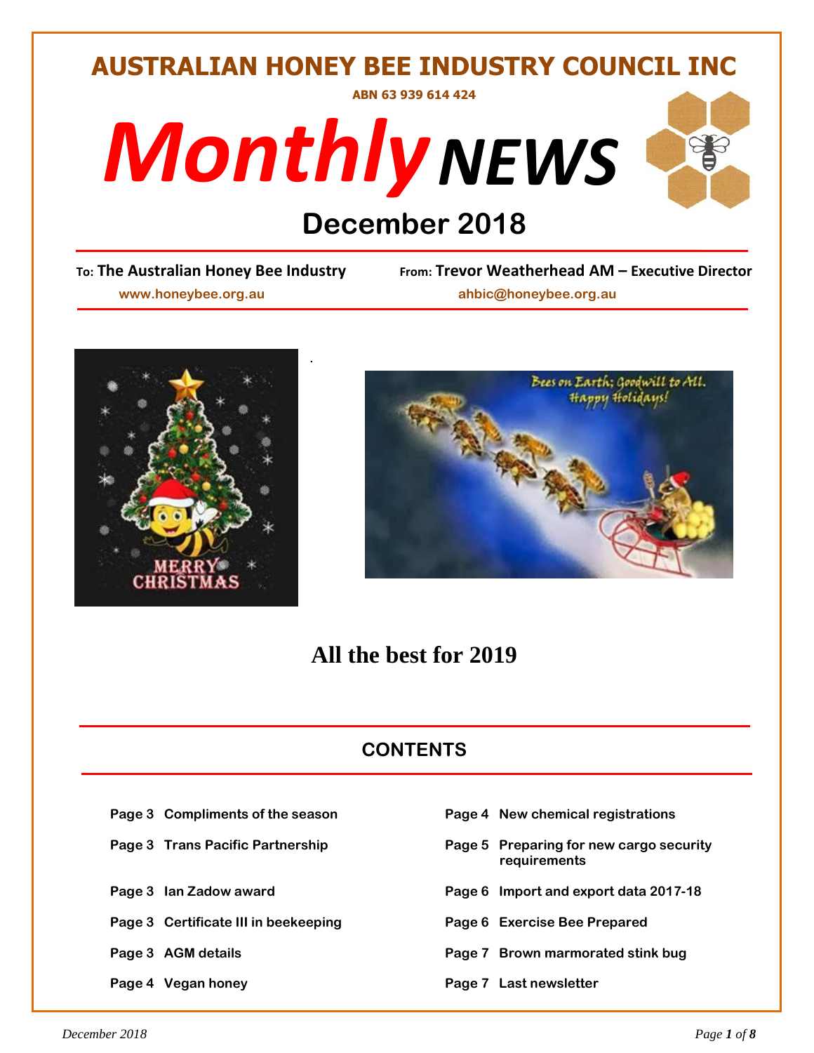# AUSTRALIAN HONEY BEE INDUSTRY COUNCIL INC

**ABN 63 939 614 424**

# *Monthly* NEWS

## December 2018

**To: The Australian Honey Bee Industry**
www.honeybee.org.au

**From: Trevor Weatherhead AM – Executive Director**
ahbic@honeybee.org.au

## All the best for 2019

## CONTENTS

- Page 3 Compliments of the season
- Page 3 Trans Pacific Partnership
- Page 3 Ian Zadow award
- Page 3 Certificate III in beekeeping
- Page 3 AGM details
- Page 4 Vegan honey
- Page 4 New chemical registrations
- Page 5 Preparing for new cargo security requirements
- Page 6 Import and export data 2017-18
- Page 6 Exercise Bee Prepared
- Page 7 Brown marmorated stink bug
- Page 7 Last newsletter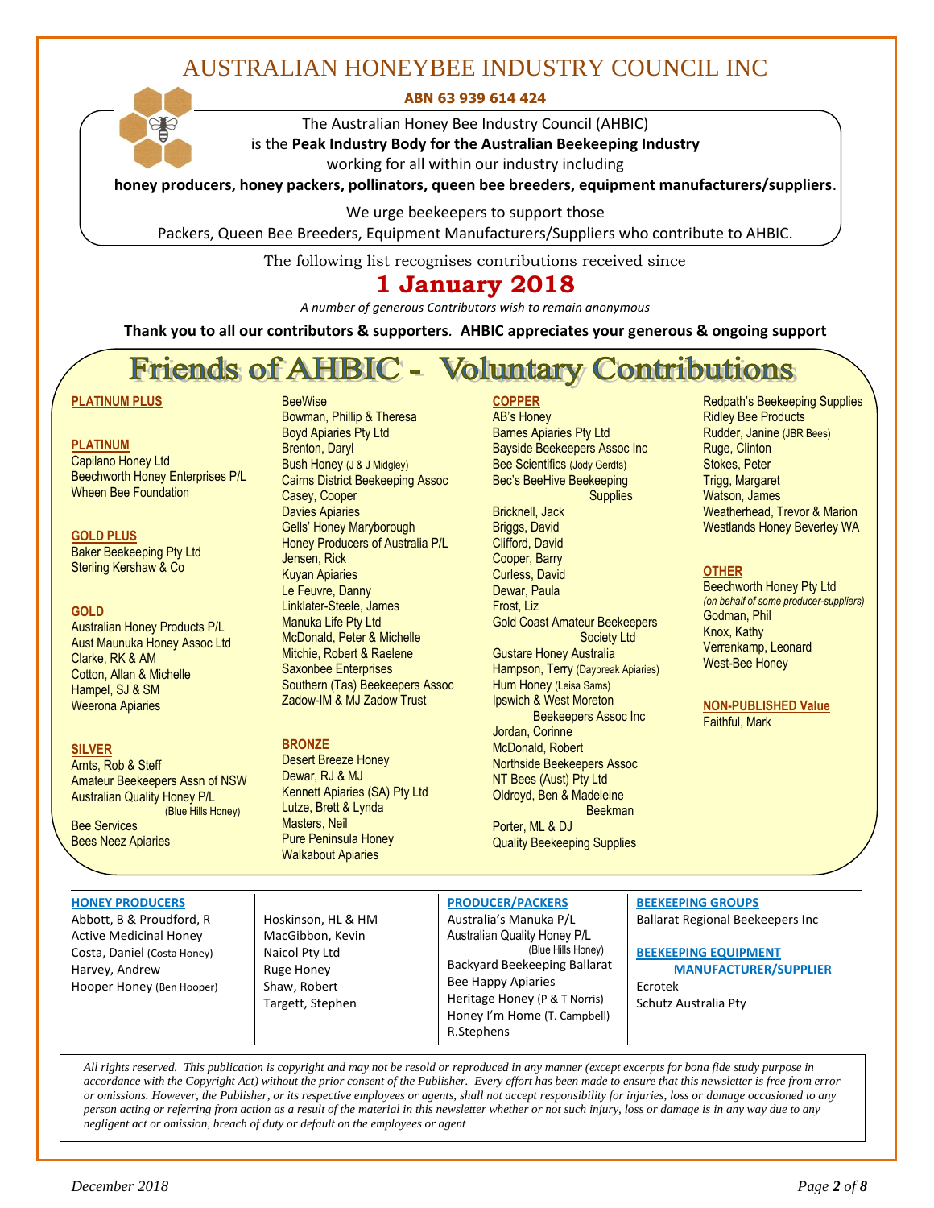# AUSTRALIAN HONEYBEE INDUSTRY COUNCIL INC

**ABN 63 939 614 424**

The Australian Honey Bee Industry Council (AHBIC)
is the **Peak Industry Body for the Australian Beekeeping Industry**
working for all within our industry including
**honey producers, honey packers, pollinators, queen bee breeders, equipment manufacturers/suppliers**.

We urge beekeepers to support those
Packers, Queen Bee Breeders, Equipment Manufacturers/Suppliers who contribute to AHBIC.

The following list recognises contributions received since

## 1 January 2018

*A number of generous Contributors wish to remain anonymous*

**Thank you to all our contributors & supporters. AHBIC appreciates your generous & ongoing support**

# Friends of AHBIC - Voluntary Contributions

**PLATINUM PLUS**

**PLATINUM**
- Capilano Honey Ltd
- Beechworth Honey Enterprises P/L
- Wheen Bee Foundation

**GOLD PLUS**
- Baker Beekeeping Pty Ltd
- Sterling Kershaw & Co

**GOLD**
- Australian Honey Products P/L
- Aust Maunuka Honey Assoc Ltd
- Clarke, RK & AM
- Cotton, Allan & Michelle
- Hampel, SJ & SM
- Weerona Apiaries

**SILVER**
- Arnts, Rob & Steff
- Amateur Beekeepers Assn of NSW
- Australian Quality Honey P/L (Blue Hills Honey)
- Bee Services
- Bees Neez Apiaries
- BeeWise
- Bowman, Phillip & Theresa
- Boyd Apiaries Pty Ltd
- Brenton, Daryl
- Bush Honey (J & J Midgley)
- Cairns District Beekeeping Assoc
- Casey, Cooper
- Davies Apiaries
- Gells' Honey Maryborough
- Honey Producers of Australia P/L
- Jensen, Rick
- Kuyan Apiaries
- Le Feuvre, Danny
- Linklater-Steele, James
- Manuka Life Pty Ltd
- McDonald, Peter & Michelle
- Mitchie, Robert & Raelene
- Saxonbee Enterprises
- Southern (Tas) Beekeepers Assoc
- Zadow-IM & MJ Zadow Trust

**BRONZE**
- Desert Breeze Honey
- Dewar, RJ & MJ
- Kennett Apiaries (SA) Pty Ltd
- Lutze, Brett & Lynda
- Masters, Neil
- Pure Peninsula Honey
- Walkabout Apiaries

**COPPER**
- AB's Honey
- Barnes Apiaries Pty Ltd
- Bayside Beekeepers Assoc Inc
- Bee Scientifics (Jody Gerdts)
- Bec's BeeHive Beekeeping Supplies
- Bricknell, Jack
- Briggs, David
- Clifford, David
- Cooper, Barry
- Curless, David
- Dewar, Paula
- Frost, Liz
- Gold Coast Amateur Beekeepers Society Ltd
- Gustare Honey Australia
- Hampson, Terry (Daybreak Apiaries)
- Hum Honey (Leisa Sams)
- Ipswich & West Moreton Beekeepers Assoc Inc
- Jordan, Corinne
- McDonald, Robert
- Northside Beekeepers Assoc
- NT Bees (Aust) Pty Ltd
- Oldroyd, Ben & Madeleine Beekman
- Porter, ML & DJ
- Quality Beekeeping Supplies
- Redpath's Beekeeping Supplies
- Ridley Bee Products
- Rudder, Janine (JBR Bees)
- Ruge, Clinton
- Stokes, Peter
- Trigg, Margaret
- Watson, James
- Weatherhead, Trevor & Marion
- Westlands Honey Beverley WA

**OTHER**
- Beechworth Honey Pty Ltd *(on behalf of some producer-suppliers)*
- Godman, Phil
- Knox, Kathy
- Verrenkamp, Leonard
- West-Bee Honey

**NON-PUBLISHED Value**
- Faithful, Mark

**HONEY PRODUCERS**
- Abbott, B & Proudford, R
- Active Medicinal Honey
- Costa, Daniel (Costa Honey)
- Harvey, Andrew
- Hooper Honey (Ben Hooper)
- Hoskinson, HL & HM
- MacGibbon, Kevin
- Naicol Pty Ltd
- Ruge Honey
- Shaw, Robert
- Targett, Stephen

**PRODUCER/PACKERS**
- Australia's Manuka P/L
- Australian Quality Honey P/L (Blue Hills Honey)
- Backyard Beekeeping Ballarat
- Bee Happy Apiaries
- Heritage Honey (P & T Norris)
- Honey I'm Home (T. Campbell)
- R.Stephens

**BEEKEEPING GROUPS**
- Ballarat Regional Beekeepers Inc

**BEEKEEPING EQUIPMENT MANUFACTURER/SUPPLIER**
- Ecrotek
- Schutz Australia Pty

*All rights reserved. This publication is copyright and may not be resold or reproduced in any manner (except excerpts for bona fide study purpose in accordance with the Copyright Act) without the prior consent of the Publisher. Every effort has been made to ensure that this newsletter is free from error or omissions. However, the Publisher, or its respective employees or agents, shall not accept responsibility for injuries, loss or damage occasioned to any person acting or referring from action as a result of the material in this newsletter whether or not such injury, loss or damage is in any way due to any negligent act or omission, breach of duty or default on the employees or agent*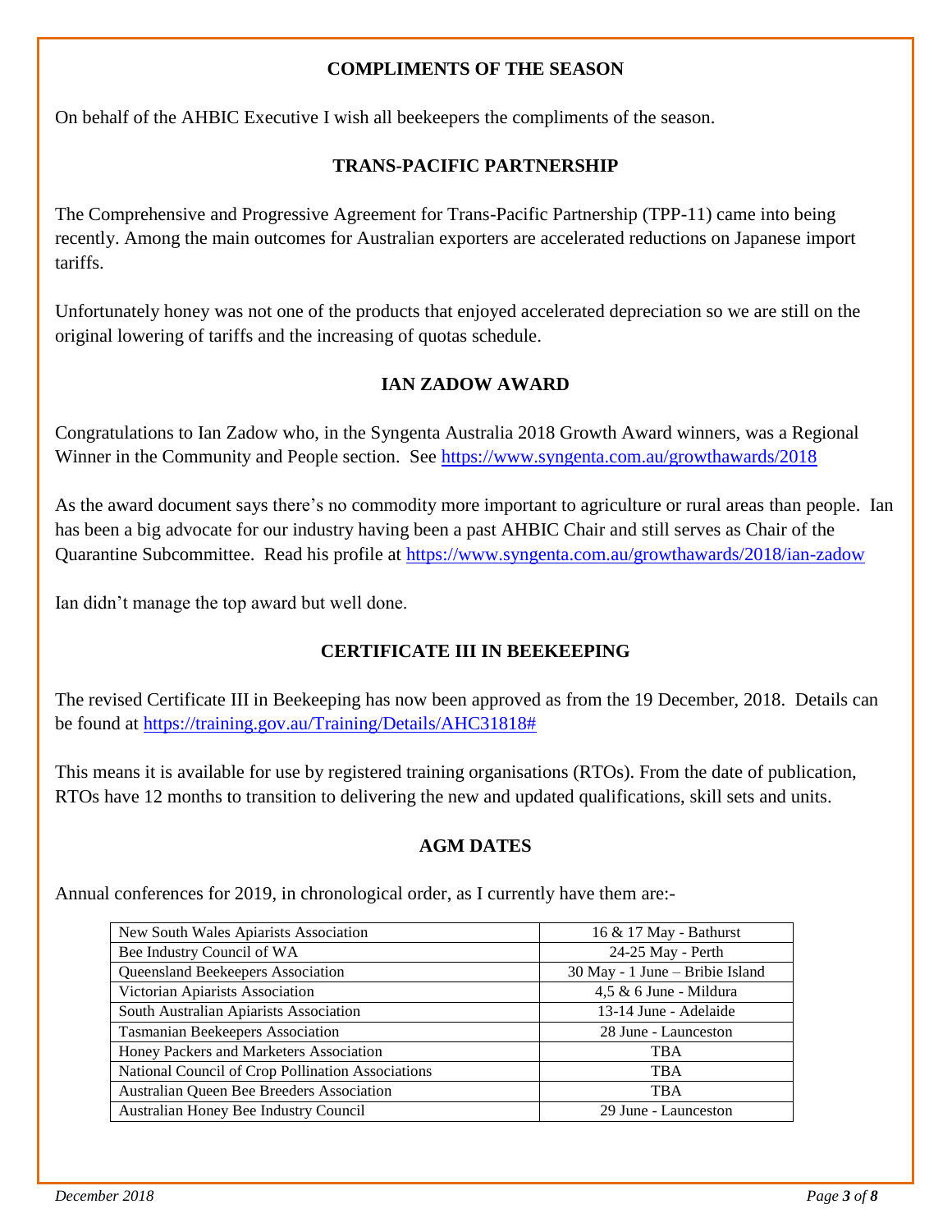## COMPLIMENTS OF THE SEASON

On behalf of the AHBIC Executive I wish all beekeepers the compliments of the season.

## TRANS-PACIFIC PARTNERSHIP

The Comprehensive and Progressive Agreement for Trans-Pacific Partnership (TPP-11) came into being recently. Among the main outcomes for Australian exporters are accelerated reductions on Japanese import tariffs.

Unfortunately honey was not one of the products that enjoyed accelerated depreciation so we are still on the original lowering of tariffs and the increasing of quotas schedule.

## IAN ZADOW AWARD

Congratulations to Ian Zadow who, in the Syngenta Australia 2018 Growth Award winners, was a Regional Winner in the Community and People section. See https://www.syngenta.com.au/growthawards/2018

As the award document says there's no commodity more important to agriculture or rural areas than people. Ian has been a big advocate for our industry having been a past AHBIC Chair and still serves as Chair of the Quarantine Subcommittee. Read his profile at https://www.syngenta.com.au/growthawards/2018/ian-zadow

Ian didn't manage the top award but well done.

## CERTIFICATE III IN BEEKEEPING

The revised Certificate III in Beekeeping has now been approved as from the 19 December, 2018. Details can be found at https://training.gov.au/Training/Details/AHC31818#

This means it is available for use by registered training organisations (RTOs). From the date of publication, RTOs have 12 months to transition to delivering the new and updated qualifications, skill sets and units.

## AGM DATES

Annual conferences for 2019, in chronological order, as I currently have them are:-

| | |
|---|---|
| New South Wales Apiarists Association | 16 & 17 May - Bathurst |
| Bee Industry Council of WA | 24-25 May - Perth |
| Queensland Beekeepers Association | 30 May - 1 June – Bribie Island |
| Victorian Apiarists Association | 4,5 & 6 June - Mildura |
| South Australian Apiarists Association | 13-14 June - Adelaide |
| Tasmanian Beekeepers Association | 28 June - Launceston |
| Honey Packers and Marketers Association | TBA |
| National Council of Crop Pollination Associations | TBA |
| Australian Queen Bee Breeders Association | TBA |
| Australian Honey Bee Industry Council | 29 June - Launceston |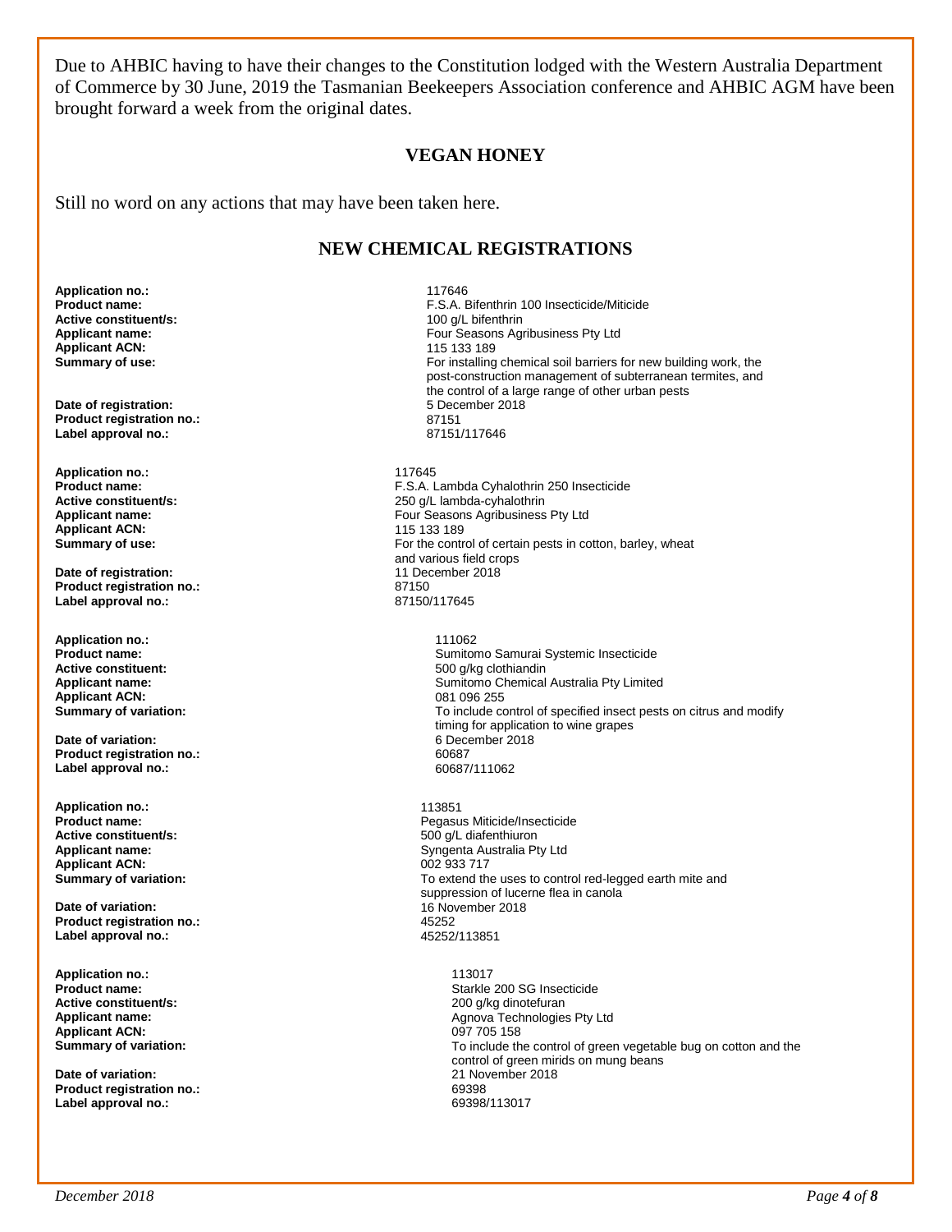Due to AHBIC having to have their changes to the Constitution lodged with the Western Australia Department of Commerce by 30 June, 2019 the Tasmanian Beekeepers Association conference and AHBIC AGM have been brought forward a week from the original dates.

## VEGAN HONEY

Still no word on any actions that may have been taken here.

## NEW CHEMICAL REGISTRATIONS

**Application no.:** 117646
**Product name:** F.S.A. Bifenthrin 100 Insecticide/Miticide
**Active constituent/s:** 100 g/L bifenthrin
**Applicant name:** Four Seasons Agribusiness Pty Ltd
**Applicant ACN:** 115 133 189
**Summary of use:** For installing chemical soil barriers for new building work, the post-construction management of subterranean termites, and the control of a large range of other urban pests
**Date of registration:** 5 December 2018
**Product registration no.:** 87151
**Label approval no.:** 87151/117646

**Application no.:** 117645
**Product name:** F.S.A. Lambda Cyhalothrin 250 Insecticide
**Active constituent/s:** 250 g/L lambda-cyhalothrin
**Applicant name:** Four Seasons Agribusiness Pty Ltd
**Applicant ACN:** 115 133 189
**Summary of use:** For the control of certain pests in cotton, barley, wheat and various field crops
**Date of registration:** 11 December 2018
**Product registration no.:** 87150
**Label approval no.:** 87150/117645

**Application no.:** 111062
**Product name:** Sumitomo Samurai Systemic Insecticide
**Active constituent:** 500 g/kg clothiandin
**Applicant name:** Sumitomo Chemical Australia Pty Limited
**Applicant ACN:** 081 096 255
**Summary of variation:** To include control of specified insect pests on citrus and modify timing for application to wine grapes
**Date of variation:** 6 December 2018
**Product registration no.:** 60687
**Label approval no.:** 60687/111062

**Application no.:** 113851
**Product name:** Pegasus Miticide/Insecticide
**Active constituent/s:** 500 g/L diafenthiuron
**Applicant name:** Syngenta Australia Pty Ltd
**Applicant ACN:** 002 933 717
**Summary of variation:** To extend the uses to control red-legged earth mite and suppression of lucerne flea in canola
**Date of variation:** 16 November 2018
**Product registration no.:** 45252
**Label approval no.:** 45252/113851

**Application no.:** 113017
**Product name:** Starkle 200 SG Insecticide
**Active constituent/s:** 200 g/kg dinotefuran
**Applicant name:** Agnova Technologies Pty Ltd
**Applicant ACN:** 097 705 158
**Summary of variation:** To include the control of green vegetable bug on cotton and the control of green mirids on mung beans
**Date of variation:** 21 November 2018
**Product registration no.:** 69398
**Label approval no.:** 69398/113017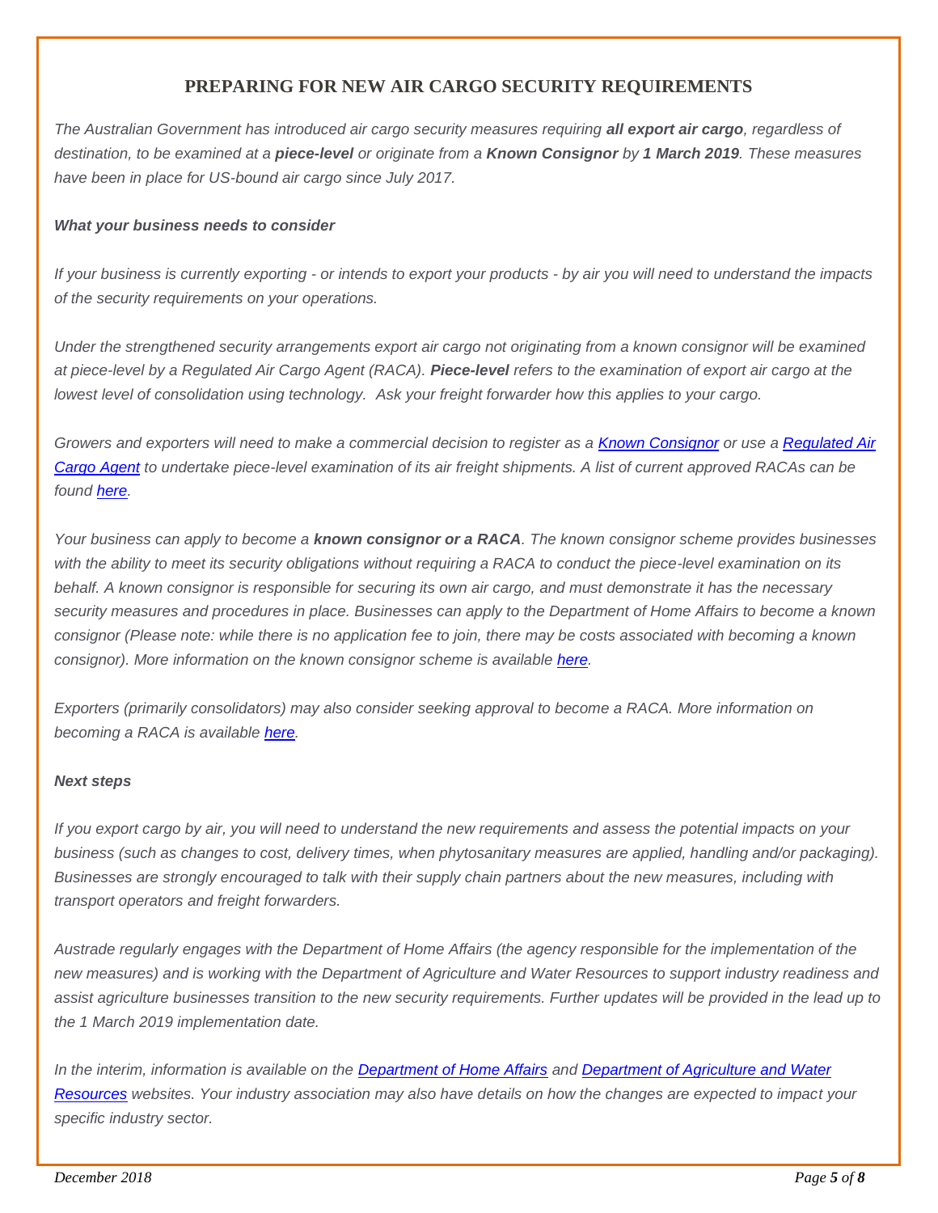## PREPARING FOR NEW AIR CARGO SECURITY REQUIREMENTS

*The Australian Government has introduced air cargo security measures requiring **all export air cargo**, regardless of destination, to be examined at a **piece-level** or originate from a **Known Consignor** by **1 March 2019**. These measures have been in place for US-bound air cargo since July 2017.*

***What your business needs to consider***

*If your business is currently exporting - or intends to export your products - by air you will need to understand the impacts of the security requirements on your operations.*

*Under the strengthened security arrangements export air cargo not originating from a known consignor will be examined at piece-level by a Regulated Air Cargo Agent (RACA). **Piece-level** refers to the examination of export air cargo at the lowest level of consolidation using technology. Ask your freight forwarder how this applies to your cargo.*

*Growers and exporters will need to make a commercial decision to register as a [Known Consignor]() or use a [Regulated Air Cargo Agent]() to undertake piece-level examination of its air freight shipments. A list of current approved RACAs can be found [here]().*

*Your business can apply to become a **known consignor or a RACA**. The known consignor scheme provides businesses with the ability to meet its security obligations without requiring a RACA to conduct the piece-level examination on its behalf. A known consignor is responsible for securing its own air cargo, and must demonstrate it has the necessary security measures and procedures in place. Businesses can apply to the Department of Home Affairs to become a known consignor (Please note: while there is no application fee to join, there may be costs associated with becoming a known consignor). More information on the known consignor scheme is available [here]().*

*Exporters (primarily consolidators) may also consider seeking approval to become a RACA. More information on becoming a RACA is available [here]().*

***Next steps***

*If you export cargo by air, you will need to understand the new requirements and assess the potential impacts on your business (such as changes to cost, delivery times, when phytosanitary measures are applied, handling and/or packaging). Businesses are strongly encouraged to talk with their supply chain partners about the new measures, including with transport operators and freight forwarders.*

*Austrade regularly engages with the Department of Home Affairs (the agency responsible for the implementation of the new measures) and is working with the Department of Agriculture and Water Resources to support industry readiness and assist agriculture businesses transition to the new security requirements. Further updates will be provided in the lead up to the 1 March 2019 implementation date.*

*In the interim, information is available on the [Department of Home Affairs]() and [Department of Agriculture and Water Resources]() websites. Your industry association may also have details on how the changes are expected to impact your specific industry sector.*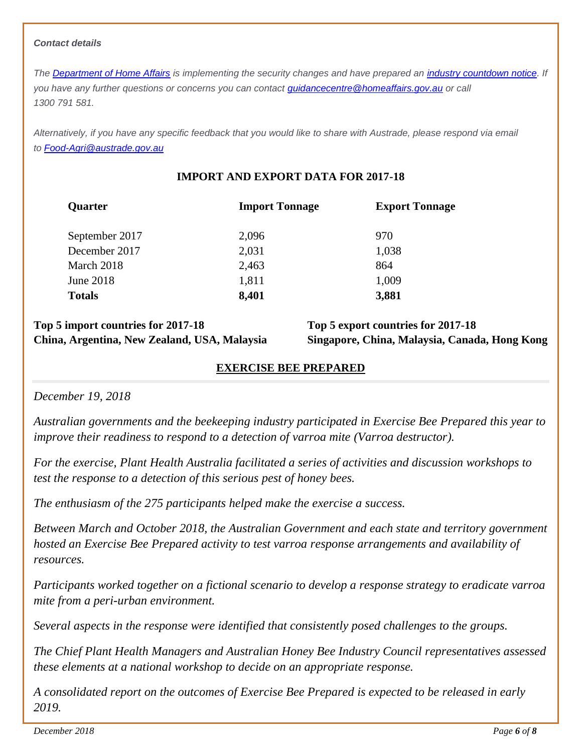*Contact details*

*The [Department of Home Affairs] is implementing the security changes and have prepared an [industry countdown notice]. If you have any further questions or concerns you can contact guidancecentre@homeaffairs.gov.au or call 1300 791 581.*

*Alternatively, if you have any specific feedback that you would like to share with Austrade, please respond via email to Food-Agri@austrade.gov.au*

**IMPORT AND EXPORT DATA FOR 2017-18**

| Quarter | Import Tonnage | Export Tonnage |
|---|---|---|
| September 2017 | 2,096 | 970 |
| December 2017 | 2,031 | 1,038 |
| March 2018 | 2,463 | 864 |
| June 2018 | 1,811 | 1,009 |
| **Totals** | **8,401** | **3,881** |

**Top 5 import countries for 2017-18**
**China, Argentina, New Zealand, USA, Malaysia**

**Top 5 export countries for 2017-18**
**Singapore, China, Malaysia, Canada, Hong Kong**

## EXERCISE BEE PREPARED

*December 19, 2018*

*Australian governments and the beekeeping industry participated in Exercise Bee Prepared this year to improve their readiness to respond to a detection of varroa mite (Varroa destructor).*

*For the exercise, Plant Health Australia facilitated a series of activities and discussion workshops to test the response to a detection of this serious pest of honey bees.*

*The enthusiasm of the 275 participants helped make the exercise a success.*

*Between March and October 2018, the Australian Government and each state and territory government hosted an Exercise Bee Prepared activity to test varroa response arrangements and availability of resources.*

*Participants worked together on a fictional scenario to develop a response strategy to eradicate varroa mite from a peri-urban environment.*

*Several aspects in the response were identified that consistently posed challenges to the groups.*

*The Chief Plant Health Managers and Australian Honey Bee Industry Council representatives assessed these elements at a national workshop to decide on an appropriate response.*

*A consolidated report on the outcomes of Exercise Bee Prepared is expected to be released in early 2019.*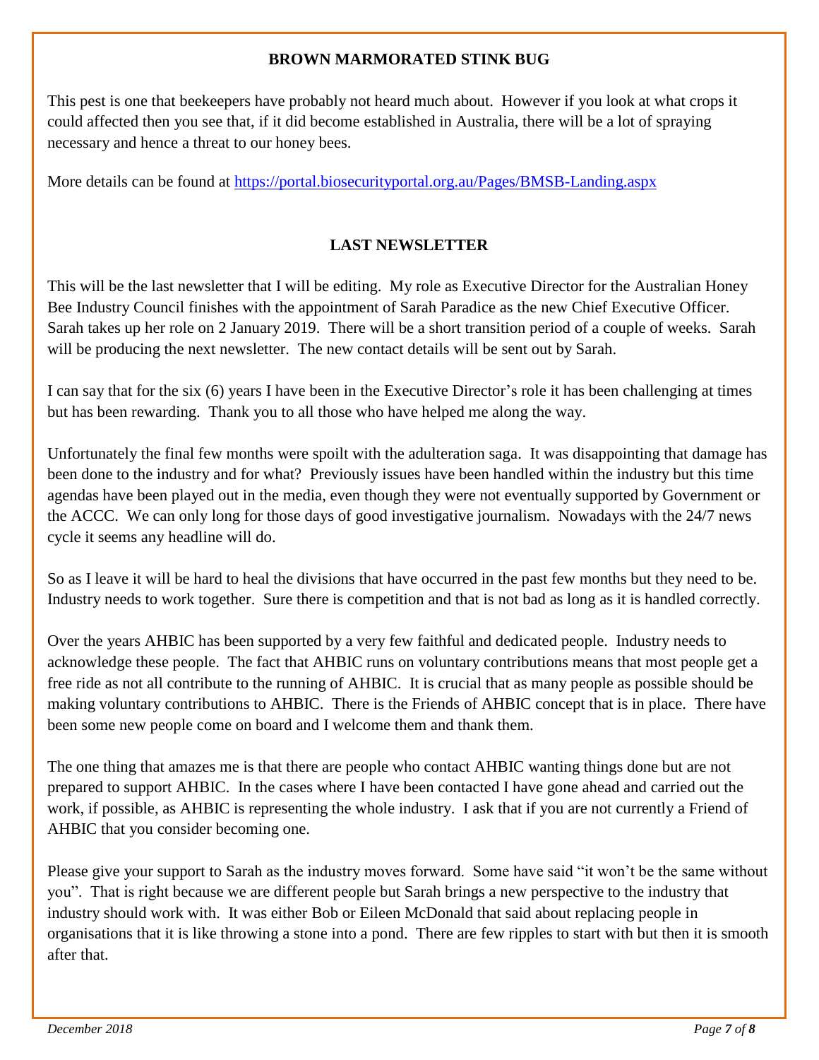## BROWN MARMORATED STINK BUG

This pest is one that beekeepers have probably not heard much about. However if you look at what crops it could affected then you see that, if it did become established in Australia, there will be a lot of spraying necessary and hence a threat to our honey bees.

More details can be found at [https://portal.biosecurityportal.org.au/Pages/BMSB-Landing.aspx](https://portal.biosecurityportal.org.au/Pages/BMSB-Landing.aspx)

## LAST NEWSLETTER

This will be the last newsletter that I will be editing. My role as Executive Director for the Australian Honey Bee Industry Council finishes with the appointment of Sarah Paradice as the new Chief Executive Officer. Sarah takes up her role on 2 January 2019. There will be a short transition period of a couple of weeks. Sarah will be producing the next newsletter. The new contact details will be sent out by Sarah.

I can say that for the six (6) years I have been in the Executive Director's role it has been challenging at times but has been rewarding. Thank you to all those who have helped me along the way.

Unfortunately the final few months were spoilt with the adulteration saga. It was disappointing that damage has been done to the industry and for what? Previously issues have been handled within the industry but this time agendas have been played out in the media, even though they were not eventually supported by Government or the ACCC. We can only long for those days of good investigative journalism. Nowadays with the 24/7 news cycle it seems any headline will do.

So as I leave it will be hard to heal the divisions that have occurred in the past few months but they need to be. Industry needs to work together. Sure there is competition and that is not bad as long as it is handled correctly.

Over the years AHBIC has been supported by a very few faithful and dedicated people. Industry needs to acknowledge these people. The fact that AHBIC runs on voluntary contributions means that most people get a free ride as not all contribute to the running of AHBIC. It is crucial that as many people as possible should be making voluntary contributions to AHBIC. There is the Friends of AHBIC concept that is in place. There have been some new people come on board and I welcome them and thank them.

The one thing that amazes me is that there are people who contact AHBIC wanting things done but are not prepared to support AHBIC. In the cases where I have been contacted I have gone ahead and carried out the work, if possible, as AHBIC is representing the whole industry. I ask that if you are not currently a Friend of AHBIC that you consider becoming one.

Please give your support to Sarah as the industry moves forward. Some have said "it won't be the same without you". That is right because we are different people but Sarah brings a new perspective to the industry that industry should work with. It was either Bob or Eileen McDonald that said about replacing people in organisations that it is like throwing a stone into a pond. There are few ripples to start with but then it is smooth after that.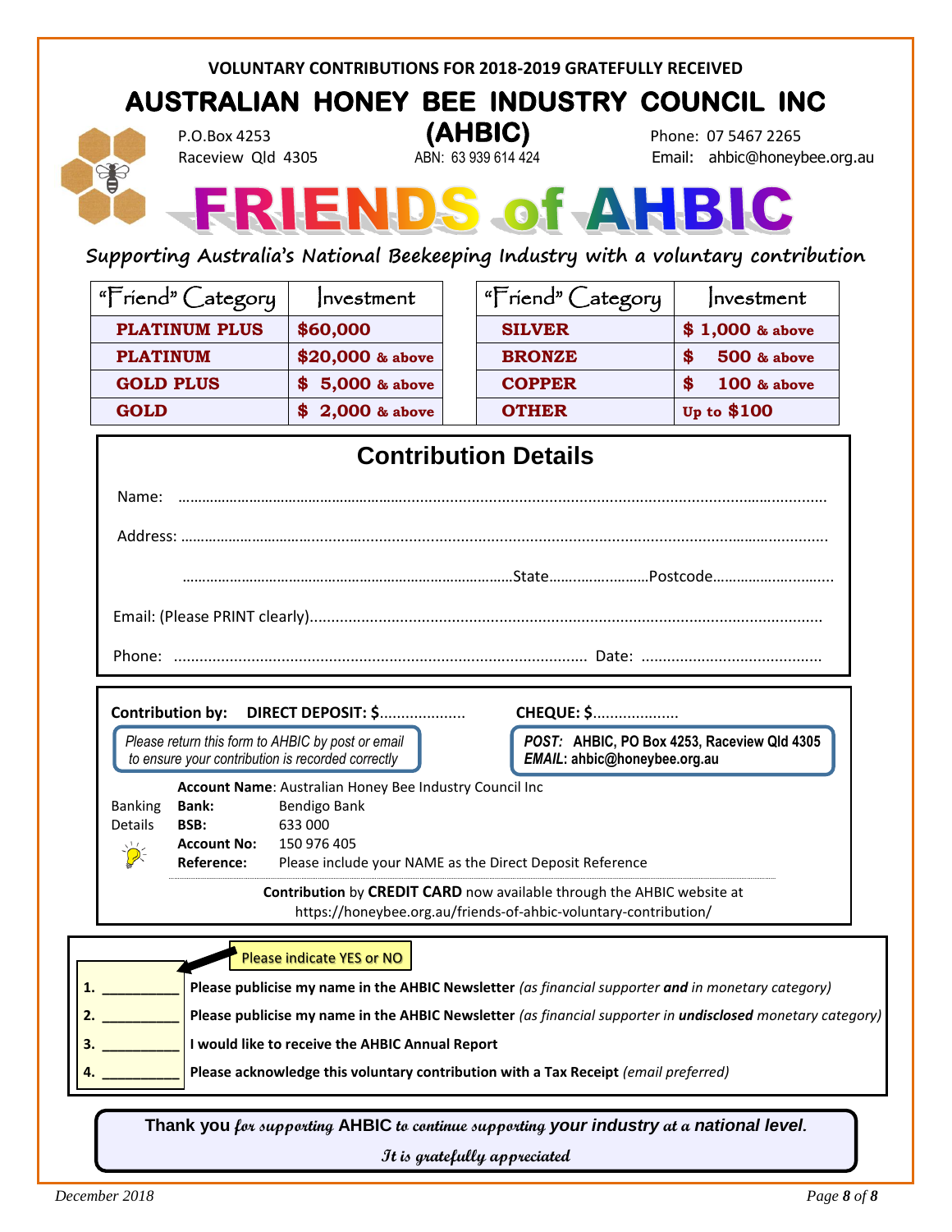**VOLUNTARY CONTRIBUTIONS FOR 2018-2019 GRATEFULLY RECEIVED**

# AUSTRALIAN HONEY BEE INDUSTRY COUNCIL INC (AHBIC)

P.O.Box 4253
Raceview Qld 4305

ABN: 63 939 614 424

Phone: 07 5467 2265
Email: ahbic@honeybee.org.au

# FRIENDS of AHBIC

**Supporting Australia's National Beekeeping Industry with a voluntary contribution**

| "Friend" Category | Investment |
|---|---|
| **PLATINUM PLUS** | **$60,000** |
| **PLATINUM** | **$20,000 & above** |
| **GOLD PLUS** | **$ 5,000 & above** |
| **GOLD** | **$ 2,000 & above** |
| **SILVER** | **$ 1,000 & above** |
| **BRONZE** | **$ 500 & above** |
| **COPPER** | **$ 100 & above** |
| **OTHER** | **Up to $100** |

## Contribution Details

Name: ……………………………………………………………………………………

Address: ……………………………………………………………………………………

……………………………………………State……………………Postcode………………………

Email: (Please PRINT clearly)……………………………………………………………………

Phone: ……………………………………………… Date: ……………………………………

**Contribution by: DIRECT DEPOSIT: $**………………… **CHEQUE: $**…………………

*Please return this form to AHBIC by post or email to ensure your contribution is recorded correctly*

***POST:* AHBIC, PO Box 4253, Raceview Qld 4305**
***EMAIL*: ahbic@honeybee.org.au**

Banking Details

**Account Name**: Australian Honey Bee Industry Council Inc
**Bank:** Bendigo Bank
**BSB:** 633 000
**Account No:** 150 976 405
**Reference:** Please include your NAME as the Direct Deposit Reference

**Contribution** by **CREDIT CARD** now available through the AHBIC website at https://honeybee.org.au/friends-of-ahbic-voluntary-contribution/

Please indicate YES or NO

1. ________ **Please publicise my name in the AHBIC Newsletter** *(as financial supporter **and** in monetary category)*
2. ________ **Please publicise my name in the AHBIC Newsletter** *(as financial supporter in **undisclosed** monetary category)*
3. ________ **I would like to receive the AHBIC Annual Report**
4. ________ **Please acknowledge this voluntary contribution with a Tax Receipt** *(email preferred)*

**Thank you** *for supporting* **AHBIC** *to continue supporting* ***your industry*** *at a* ***national level.***

*It is gratefully appreciated*